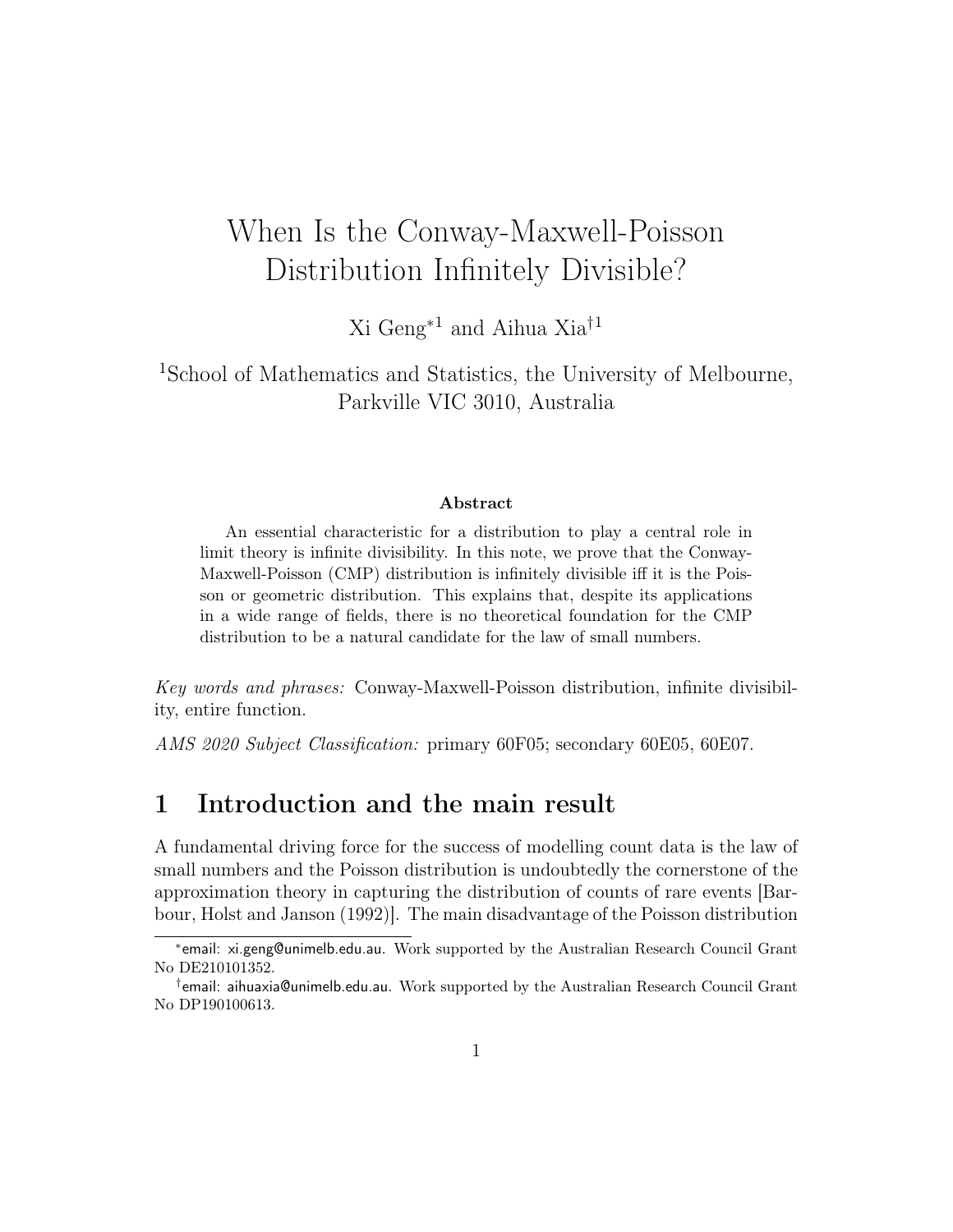# When Is the Conway-Maxwell-Poisson Distribution Infinitely Divisible?

Xi Geng[*1] and Aihua Xia[†1]

[1]School of Mathematics and Statistics, the University of Melbourne, Parkville VIC 3010, Australia

**Abstract**

An essential characteristic for a distribution to play a central role in limit theory is infinite divisibility. In this note, we prove that the Conway-Maxwell-Poisson (CMP) distribution is infinitely divisible iff it is the Poisson or geometric distribution. This explains that, despite its applications in a wide range of fields, there is no theoretical foundation for the CMP distribution to be a natural candidate for the law of small numbers.

*Key words and phrases:* Conway-Maxwell-Poisson distribution, infinite divisibility, entire function.

*AMS 2020 Subject Classification:* primary 60F05; secondary 60E05, 60E07.

## 1 Introduction and the main result

A fundamental driving force for the success of modelling count data is the law of small numbers and the Poisson distribution is undoubtedly the cornerstone of the approximation theory in capturing the distribution of counts of rare events [Barbour, Holst and Janson (1992)]. The main disadvantage of the Poisson distribution

---

[*]email: xi.geng@unimelb.edu.au. Work supported by the Australian Research Council Grant No DE210101352.

[†]email: aihuaxia@unimelb.edu.au. Work supported by the Australian Research Council Grant No DP190100613.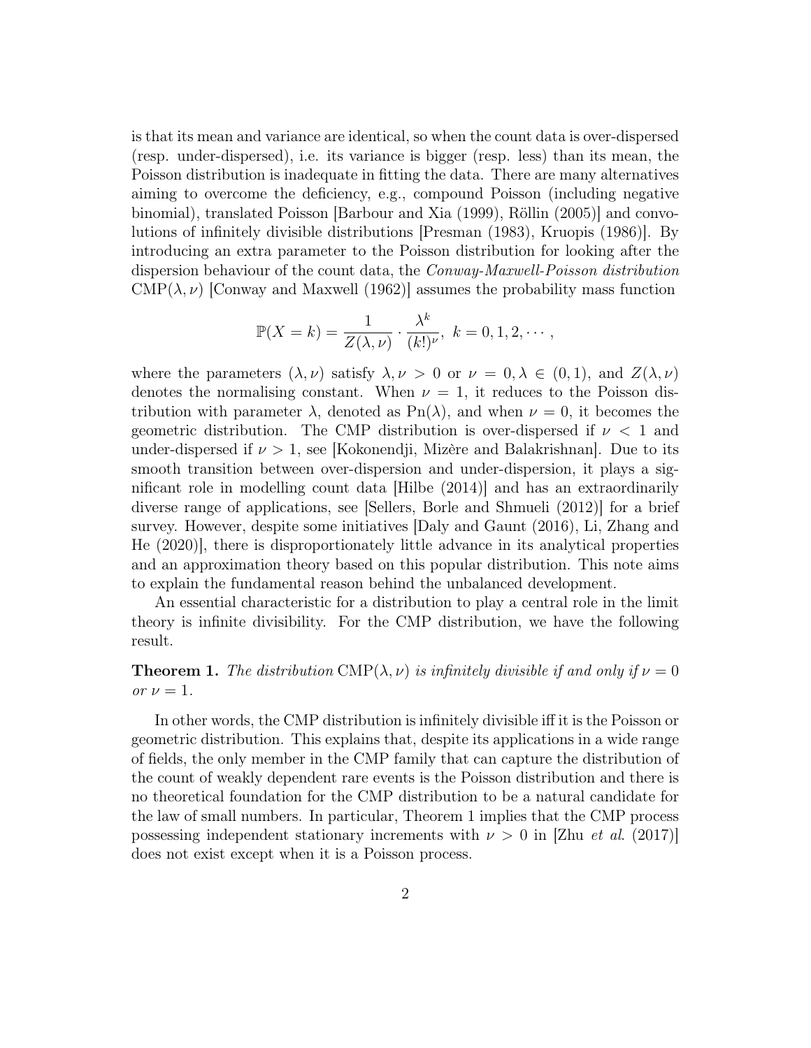is that its mean and variance are identical, so when the count data is over-dispersed (resp. under-dispersed), i.e. its variance is bigger (resp. less) than its mean, the Poisson distribution is inadequate in fitting the data. There are many alternatives aiming to overcome the deficiency, e.g., compound Poisson (including negative binomial), translated Poisson [Barbour and Xia (1999), Röllin (2005)] and convolutions of infinitely divisible distributions [Presman (1983), Kruopis (1986)]. By introducing an extra parameter to the Poisson distribution for looking after the dispersion behaviour of the count data, the *Conway-Maxwell-Poisson distribution* $\mathrm{CMP}(\lambda, \nu)$ [Conway and Maxwell (1962)] assumes the probability mass function

$$\mathbb{P}(X = k) = \frac{1}{Z(\lambda, \nu)} \cdot \frac{\lambda^k}{(k!)^\nu}, \ k = 0, 1, 2, \cdots,$$

where the parameters $(\lambda, \nu)$ satisfy $\lambda, \nu > 0$ or $\nu = 0, \lambda \in (0, 1)$, and $Z(\lambda, \nu)$ denotes the normalising constant. When $\nu = 1$, it reduces to the Poisson distribution with parameter $\lambda$, denoted as $\mathrm{Pn}(\lambda)$, and when $\nu = 0$, it becomes the geometric distribution. The CMP distribution is over-dispersed if $\nu < 1$ and under-dispersed if $\nu > 1$, see [Kokonendji, Mizère and Balakrishnan]. Due to its smooth transition between over-dispersion and under-dispersion, it plays a significant role in modelling count data [Hilbe (2014)] and has an extraordinarily diverse range of applications, see [Sellers, Borle and Shmueli (2012)] for a brief survey. However, despite some initiatives [Daly and Gaunt (2016), Li, Zhang and He (2020)], there is disproportionately little advance in its analytical properties and an approximation theory based on this popular distribution. This note aims to explain the fundamental reason behind the unbalanced development.

An essential characteristic for a distribution to play a central role in the limit theory is infinite divisibility. For the CMP distribution, we have the following result.

**Theorem 1.** *The distribution* $\mathrm{CMP}(\lambda, \nu)$ *is infinitely divisible if and only if* $\nu = 0$ *or* $\nu = 1$.

In other words, the CMP distribution is infinitely divisible iff it is the Poisson or geometric distribution. This explains that, despite its applications in a wide range of fields, the only member in the CMP family that can capture the distribution of the count of weakly dependent rare events is the Poisson distribution and there is no theoretical foundation for the CMP distribution to be a natural candidate for the law of small numbers. In particular, Theorem 1 implies that the CMP process possessing independent stationary increments with $\nu > 0$ in [Zhu *et al.* (2017)] does not exist except when it is a Poisson process.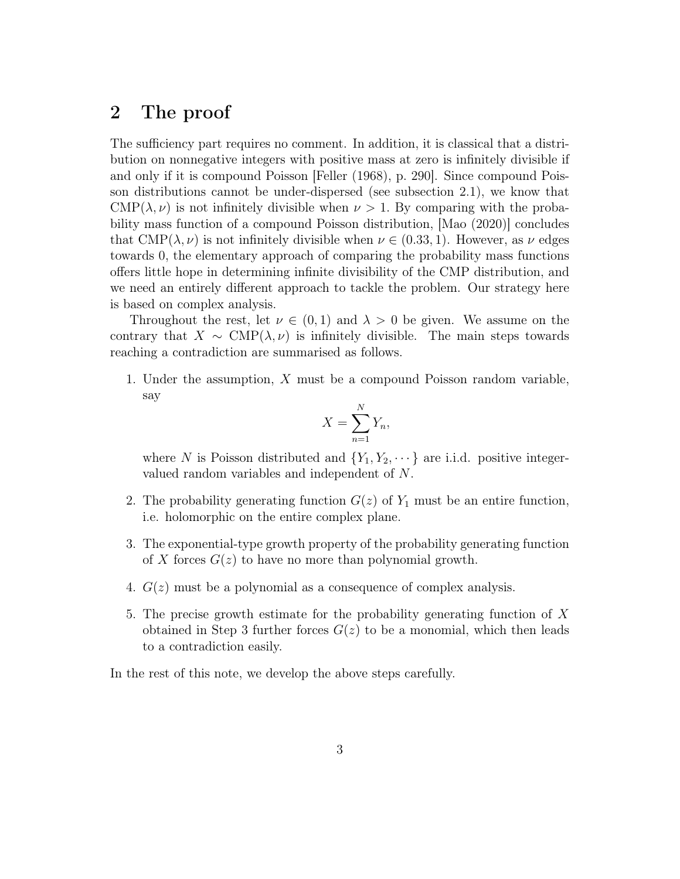## 2 The proof

The sufficiency part requires no comment. In addition, it is classical that a distribution on nonnegative integers with positive mass at zero is infinitely divisible if and only if it is compound Poisson [Feller (1968), p. 290]. Since compound Poisson distributions cannot be under-dispersed (see subsection 2.1), we know that $\mathrm{CMP}(\lambda, \nu)$ is not infinitely divisible when $\nu > 1$. By comparing with the probability mass function of a compound Poisson distribution, [Mao (2020)] concludes that $\mathrm{CMP}(\lambda, \nu)$ is not infinitely divisible when $\nu \in (0.33, 1)$. However, as $\nu$ edges towards 0, the elementary approach of comparing the probability mass functions offers little hope in determining infinite divisibility of the CMP distribution, and we need an entirely different approach to tackle the problem. Our strategy here is based on complex analysis.

Throughout the rest, let $\nu \in (0, 1)$ and $\lambda > 0$ be given. We assume on the contrary that $X \sim \mathrm{CMP}(\lambda, \nu)$ is infinitely divisible. The main steps towards reaching a contradiction are summarised as follows.

1. Under the assumption, $X$ must be a compound Poisson random variable, say
$$X = \sum_{n=1}^{N} Y_n,$$
where $N$ is Poisson distributed and $\{Y_1, Y_2, \cdots\}$ are i.i.d. positive integer-valued random variables and independent of $N$.

2. The probability generating function $G(z)$ of $Y_1$ must be an entire function, i.e. holomorphic on the entire complex plane.

3. The exponential-type growth property of the probability generating function of $X$ forces $G(z)$ to have no more than polynomial growth.

4. $G(z)$ must be a polynomial as a consequence of complex analysis.

5. The precise growth estimate for the probability generating function of $X$ obtained in Step 3 further forces $G(z)$ to be a monomial, which then leads to a contradiction easily.

In the rest of this note, we develop the above steps carefully.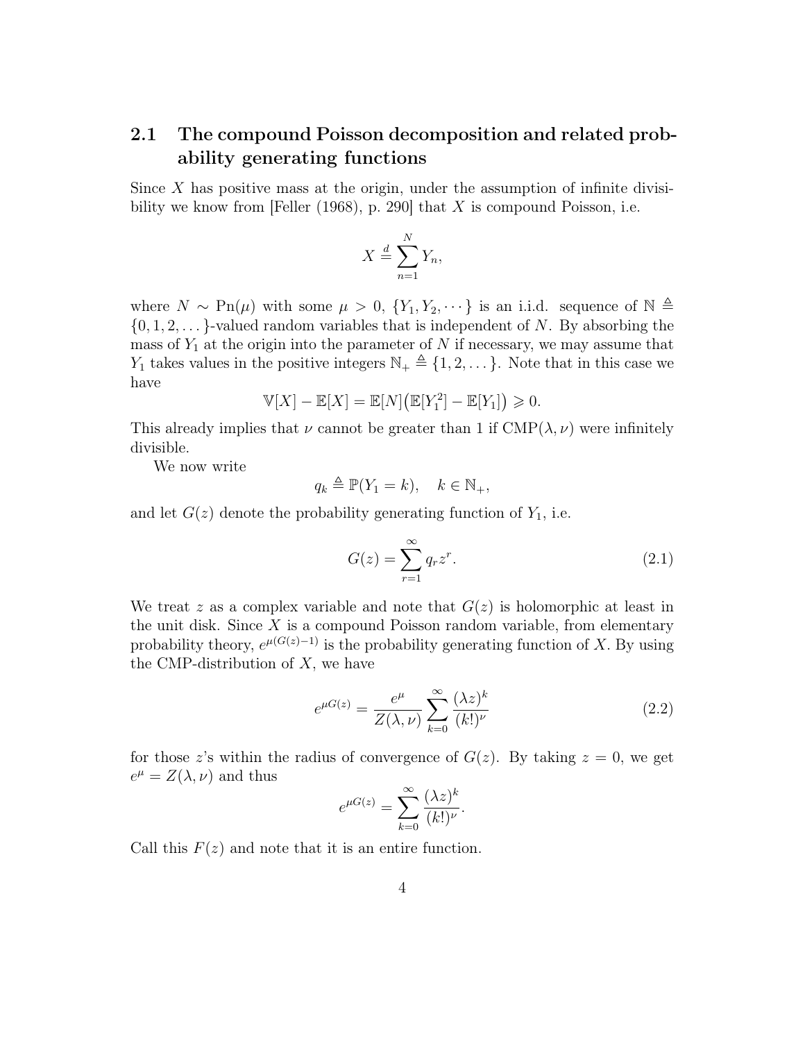## 2.1 The compound Poisson decomposition and related probability generating functions

Since $X$ has positive mass at the origin, under the assumption of infinite divisibility we know from [Feller (1968), p. 290] that $X$ is compound Poisson, i.e.

$$X \stackrel{d}{=} \sum_{n=1}^{N} Y_n,$$

where $N \sim \mathrm{Pn}(\mu)$ with some $\mu > 0$, $\{Y_1, Y_2, \cdots\}$ is an i.i.d. sequence of $\mathbb{N} \triangleq \{0, 1, 2, \dots\}$-valued random variables that is independent of $N$. By absorbing the mass of $Y_1$ at the origin into the parameter of $N$ if necessary, we may assume that $Y_1$ takes values in the positive integers $\mathbb{N}_+ \triangleq \{1, 2, \dots\}$. Note that in this case we have

$$\mathbb{V}[X] - \mathbb{E}[X] = \mathbb{E}[N]\big(\mathbb{E}[Y_1^2] - \mathbb{E}[Y_1]\big) \geqslant 0.$$

This already implies that $\nu$ cannot be greater than 1 if $\mathrm{CMP}(\lambda, \nu)$ were infinitely divisible.

We now write

$$q_k \triangleq \mathbb{P}(Y_1 = k), \quad k \in \mathbb{N}_+,$$

and let $G(z)$ denote the probability generating function of $Y_1$, i.e.

$$G(z) = \sum_{r=1}^{\infty} q_r z^r. \tag{2.1}$$

We treat $z$ as a complex variable and note that $G(z)$ is holomorphic at least in the unit disk. Since $X$ is a compound Poisson random variable, from elementary probability theory, $e^{\mu(G(z)-1)}$ is the probability generating function of $X$. By using the CMP-distribution of $X$, we have

$$e^{\mu G(z)} = \frac{e^{\mu}}{Z(\lambda, \nu)} \sum_{k=0}^{\infty} \frac{(\lambda z)^k}{(k!)^{\nu}} \tag{2.2}$$

for those $z$'s within the radius of convergence of $G(z)$. By taking $z = 0$, we get $e^{\mu} = Z(\lambda, \nu)$ and thus

$$e^{\mu G(z)} = \sum_{k=0}^{\infty} \frac{(\lambda z)^k}{(k!)^{\nu}}.$$

Call this $F(z)$ and note that it is an entire function.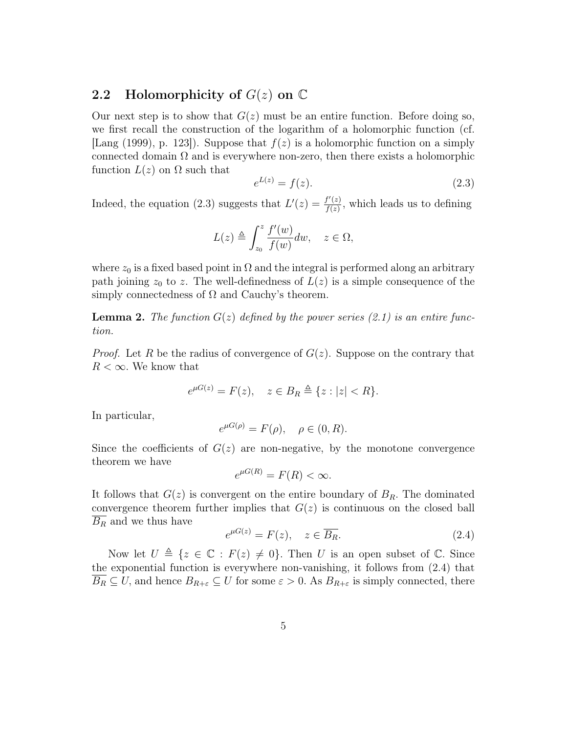## 2.2 Holomorphicity of $G(z)$ on $\mathbb{C}$

Our next step is to show that $G(z)$ must be an entire function. Before doing so, we first recall the construction of the logarithm of a holomorphic function (cf. [Lang (1999), p. 123]). Suppose that $f(z)$ is a holomorphic function on a simply connected domain $\Omega$ and is everywhere non-zero, then there exists a holomorphic function $L(z)$ on $\Omega$ such that

$$e^{L(z)} = f(z). \tag{2.3}$$

Indeed, the equation (2.3) suggests that $L'(z) = \frac{f'(z)}{f(z)}$, which leads us to defining

$$L(z) \triangleq \int_{z_0}^{z} \frac{f'(w)}{f(w)} dw, \quad z \in \Omega,$$

where $z_0$ is a fixed based point in $\Omega$ and the integral is performed along an arbitrary path joining $z_0$ to $z$. The well-definedness of $L(z)$ is a simple consequence of the simply connectedness of $\Omega$ and Cauchy's theorem.

**Lemma 2.** *The function $G(z)$ defined by the power series (2.1) is an entire function.*

*Proof.* Let $R$ be the radius of convergence of $G(z)$. Suppose on the contrary that $R < \infty$. We know that

$$e^{\mu G(z)} = F(z), \quad z \in B_R \triangleq \{z : |z| < R\}.$$

In particular,

$$e^{\mu G(\rho)} = F(\rho), \quad \rho \in (0, R).$$

Since the coefficients of $G(z)$ are non-negative, by the monotone convergence theorem we have

$$e^{\mu G(R)} = F(R) < \infty.$$

It follows that $G(z)$ is convergent on the entire boundary of $B_R$. The dominated convergence theorem further implies that $G(z)$ is continuous on the closed ball $\overline{B_R}$ and we thus have

$$e^{\mu G(z)} = F(z), \quad z \in \overline{B_R}. \tag{2.4}$$

Now let $U \triangleq \{z \in \mathbb{C} : F(z) \neq 0\}$. Then $U$ is an open subset of $\mathbb{C}$. Since the exponential function is everywhere non-vanishing, it follows from (2.4) that $\overline{B_R} \subseteq U$, and hence $B_{R+\varepsilon} \subseteq U$ for some $\varepsilon > 0$. As $B_{R+\varepsilon}$ is simply connected, there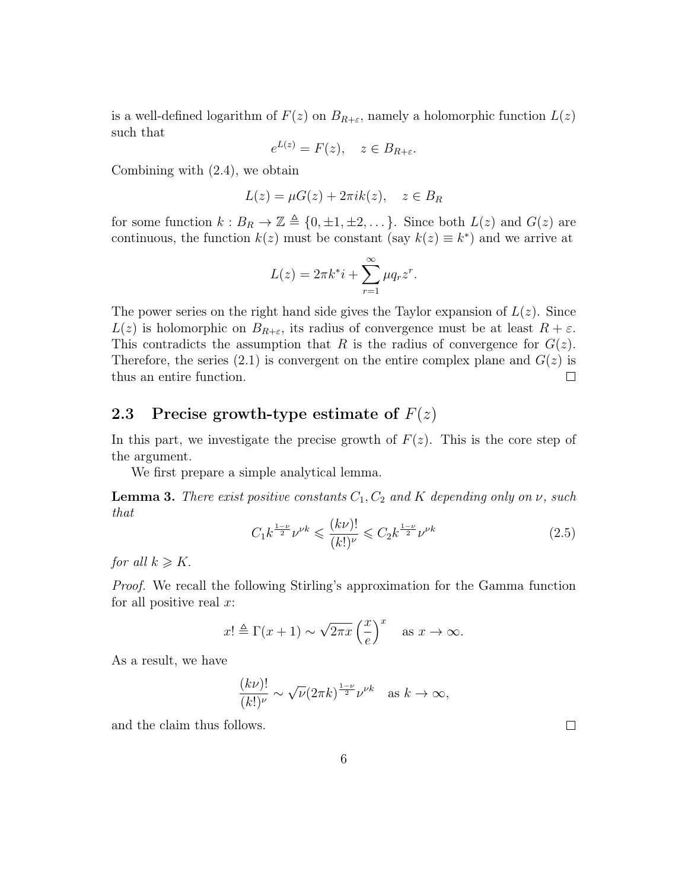is a well-defined logarithm of $F(z)$ on $B_{R+\varepsilon}$, namely a holomorphic function $L(z)$ such that

$$e^{L(z)} = F(z), \quad z \in B_{R+\varepsilon}.$$

Combining with (2.4), we obtain

$$L(z) = \mu G(z) + 2\pi i k(z), \quad z \in B_R$$

for some function $k : B_R \to \mathbb{Z} \triangleq \{0, \pm 1, \pm 2, \dots\}$. Since both $L(z)$ and $G(z)$ are continuous, the function $k(z)$ must be constant (say $k(z) \equiv k^*$) and we arrive at

$$L(z) = 2\pi k^* i + \sum_{r=1}^{\infty} \mu q_r z^r.$$

The power series on the right hand side gives the Taylor expansion of $L(z)$. Since $L(z)$ is holomorphic on $B_{R+\varepsilon}$, its radius of convergence must be at least $R + \varepsilon$. This contradicts the assumption that $R$ is the radius of convergence for $G(z)$. Therefore, the series (2.1) is convergent on the entire complex plane and $G(z)$ is thus an entire function. □

## 2.3 Precise growth-type estimate of $F(z)$

In this part, we investigate the precise growth of $F(z)$. This is the core step of the argument.

We first prepare a simple analytical lemma.

**Lemma 3.** *There exist positive constants $C_1, C_2$ and $K$ depending only on $\nu$, such that*

$$C_1 k^{\frac{1-\nu}{2}} \nu^{\nu k} \leqslant \frac{(k\nu)!}{(k!)^{\nu}} \leqslant C_2 k^{\frac{1-\nu}{2}} \nu^{\nu k} \tag{2.5}$$

*for all $k \geqslant K$.*

*Proof.* We recall the following Stirling's approximation for the Gamma function for all positive real $x$:

$$x! \triangleq \Gamma(x+1) \sim \sqrt{2\pi x} \left(\frac{x}{e}\right)^x \quad \text{as } x \to \infty.$$

As a result, we have

$$\frac{(k\nu)!}{(k!)^{\nu}} \sim \sqrt{\nu} (2\pi k)^{\frac{1-\nu}{2}} \nu^{\nu k} \quad \text{as } k \to \infty,$$

and the claim thus follows. □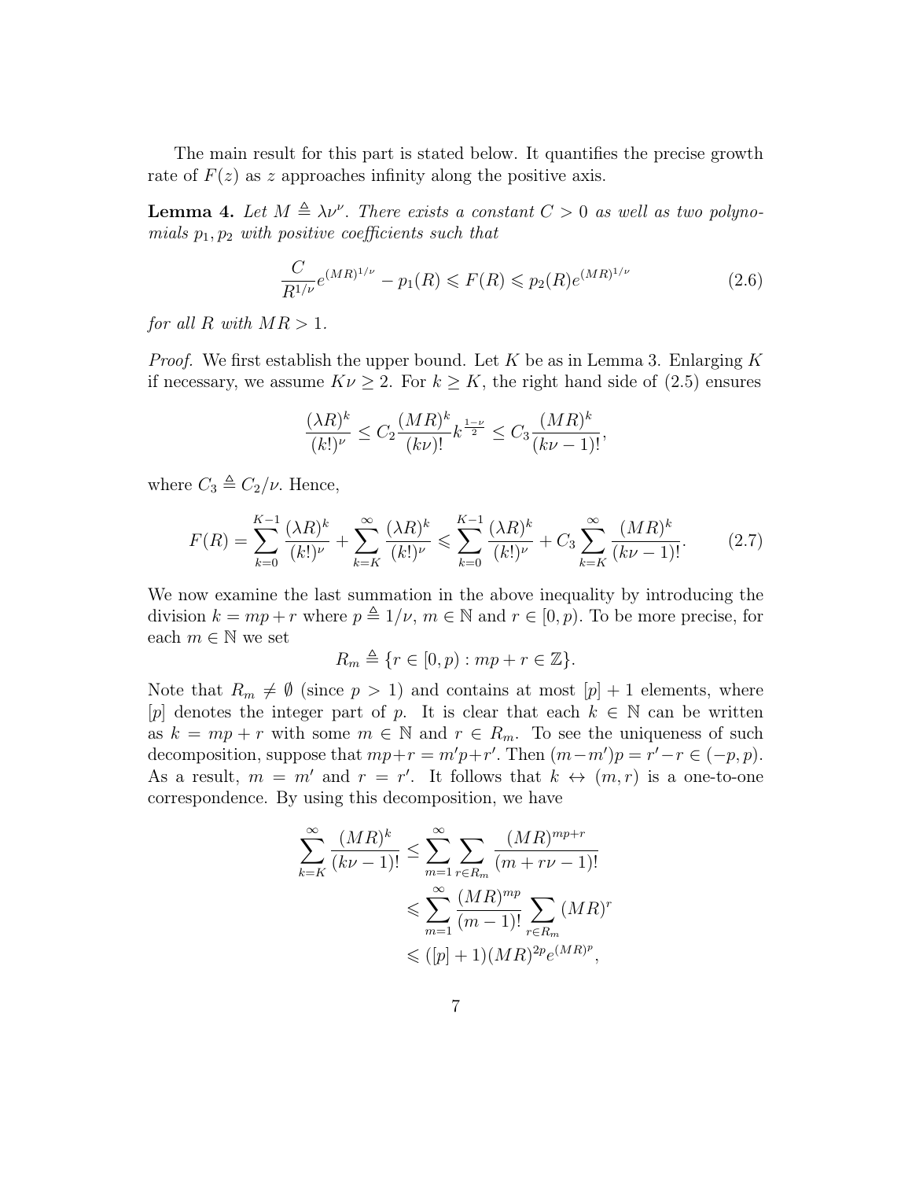The main result for this part is stated below. It quantifies the precise growth rate of $F(z)$ as $z$ approaches infinity along the positive axis.

**Lemma 4.** *Let $M \triangleq \lambda\nu^\nu$. There exists a constant $C > 0$ as well as two polynomials $p_1, p_2$ with positive coefficients such that*

$$\frac{C}{R^{1/\nu}} e^{(MR)^{1/\nu}} - p_1(R) \leqslant F(R) \leqslant p_2(R) e^{(MR)^{1/\nu}} \tag{2.6}$$

*for all $R$ with $MR > 1$.*

*Proof.* We first establish the upper bound. Let $K$ be as in Lemma 3. Enlarging $K$ if necessary, we assume $K\nu \geq 2$. For $k \geq K$, the right hand side of (2.5) ensures

$$\frac{(\lambda R)^k}{(k!)^\nu} \leq C_2 \frac{(MR)^k}{(k\nu)!} k^{\frac{1-\nu}{2}} \leq C_3 \frac{(MR)^k}{(k\nu - 1)!},$$

where $C_3 \triangleq C_2/\nu$. Hence,

$$F(R) = \sum_{k=0}^{K-1} \frac{(\lambda R)^k}{(k!)^\nu} + \sum_{k=K}^{\infty} \frac{(\lambda R)^k}{(k!)^\nu} \leqslant \sum_{k=0}^{K-1} \frac{(\lambda R)^k}{(k!)^\nu} + C_3 \sum_{k=K}^{\infty} \frac{(MR)^k}{(k\nu - 1)!}. \tag{2.7}$$

We now examine the last summation in the above inequality by introducing the division $k = mp + r$ where $p \triangleq 1/\nu$, $m \in \mathbb{N}$ and $r \in [0, p)$. To be more precise, for each $m \in \mathbb{N}$ we set

$$R_m \triangleq \{r \in [0, p) : mp + r \in \mathbb{Z}\}.$$

Note that $R_m \neq \emptyset$ (since $p > 1$) and contains at most $[p] + 1$ elements, where $[p]$ denotes the integer part of $p$. It is clear that each $k \in \mathbb{N}$ can be written as $k = mp + r$ with some $m \in \mathbb{N}$ and $r \in R_m$. To see the uniqueness of such decomposition, suppose that $mp+r = m'p+r'$. Then $(m-m')p = r'-r \in (-p, p)$. As a result, $m = m'$ and $r = r'$. It follows that $k \leftrightarrow (m, r)$ is a one-to-one correspondence. By using this decomposition, we have

$$\begin{aligned}
\sum_{k=K}^{\infty} \frac{(MR)^k}{(k\nu - 1)!} &\leq \sum_{m=1}^{\infty} \sum_{r \in R_m} \frac{(MR)^{mp+r}}{(m + r\nu - 1)!} \\
&\leqslant \sum_{m=1}^{\infty} \frac{(MR)^{mp}}{(m-1)!} \sum_{r \in R_m} (MR)^r \\
&\leqslant ([p] + 1)(MR)^{2p} e^{(MR)^p},
\end{aligned}$$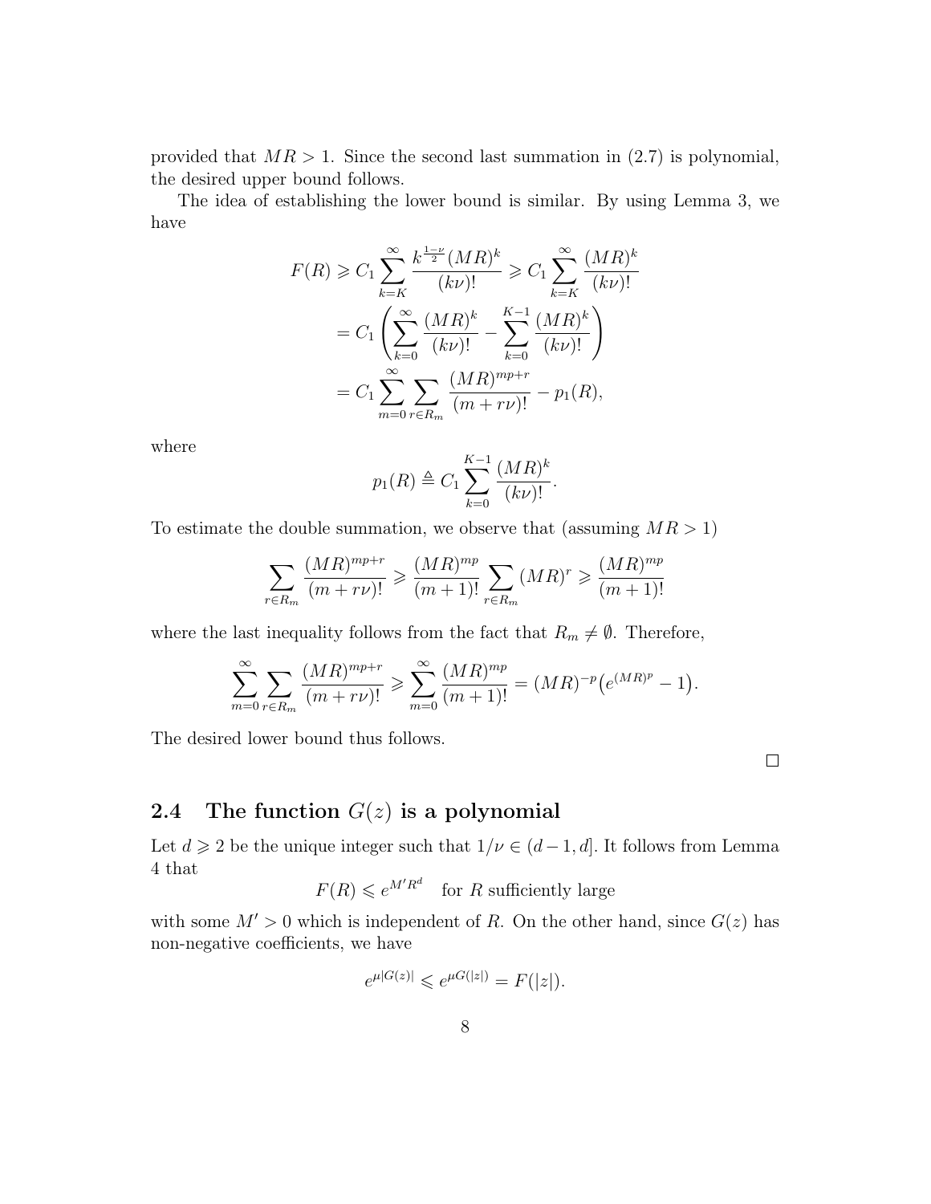provided that $MR > 1$. Since the second last summation in (2.7) is polynomial, the desired upper bound follows.

The idea of establishing the lower bound is similar. By using Lemma 3, we have

$$
\begin{aligned}
F(R) &\geqslant C_1 \sum_{k=K}^{\infty} \frac{k^{\frac{1-\nu}{2}} (MR)^k}{(k\nu)!} \geqslant C_1 \sum_{k=K}^{\infty} \frac{(MR)^k}{(k\nu)!} \\
&= C_1 \left( \sum_{k=0}^{\infty} \frac{(MR)^k}{(k\nu)!} - \sum_{k=0}^{K-1} \frac{(MR)^k}{(k\nu)!} \right) \\
&= C_1 \sum_{m=0}^{\infty} \sum_{r \in R_m} \frac{(MR)^{mp+r}}{(m+r\nu)!} - p_1(R),
\end{aligned}
$$

where

$$
p_1(R) \triangleq C_1 \sum_{k=0}^{K-1} \frac{(MR)^k}{(k\nu)!}.
$$

To estimate the double summation, we observe that (assuming $MR > 1$)

$$
\sum_{r \in R_m} \frac{(MR)^{mp+r}}{(m+r\nu)!} \geqslant \frac{(MR)^{mp}}{(m+1)!} \sum_{r \in R_m} (MR)^r \geqslant \frac{(MR)^{mp}}{(m+1)!}
$$

where the last inequality follows from the fact that $R_m \neq \emptyset$. Therefore,

$$
\sum_{m=0}^{\infty} \sum_{r \in R_m} \frac{(MR)^{mp+r}}{(m+r\nu)!} \geqslant \sum_{m=0}^{\infty} \frac{(MR)^{mp}}{(m+1)!} = (MR)^{-p} \big( e^{(MR)^p} - 1 \big).
$$

The desired lower bound thus follows.

□

## 2.4 The function $G(z)$ is a polynomial

Let $d \geqslant 2$ be the unique integer such that $1/\nu \in (d-1, d]$. It follows from Lemma 4 that

$$
F(R) \leqslant e^{M' R^d} \quad \text{for } R \text{ sufficiently large}
$$

with some $M' > 0$ which is independent of $R$. On the other hand, since $G(z)$ has non-negative coefficients, we have

$$
e^{\mu |G(z)|} \leqslant e^{\mu G(|z|)} = F(|z|).
$$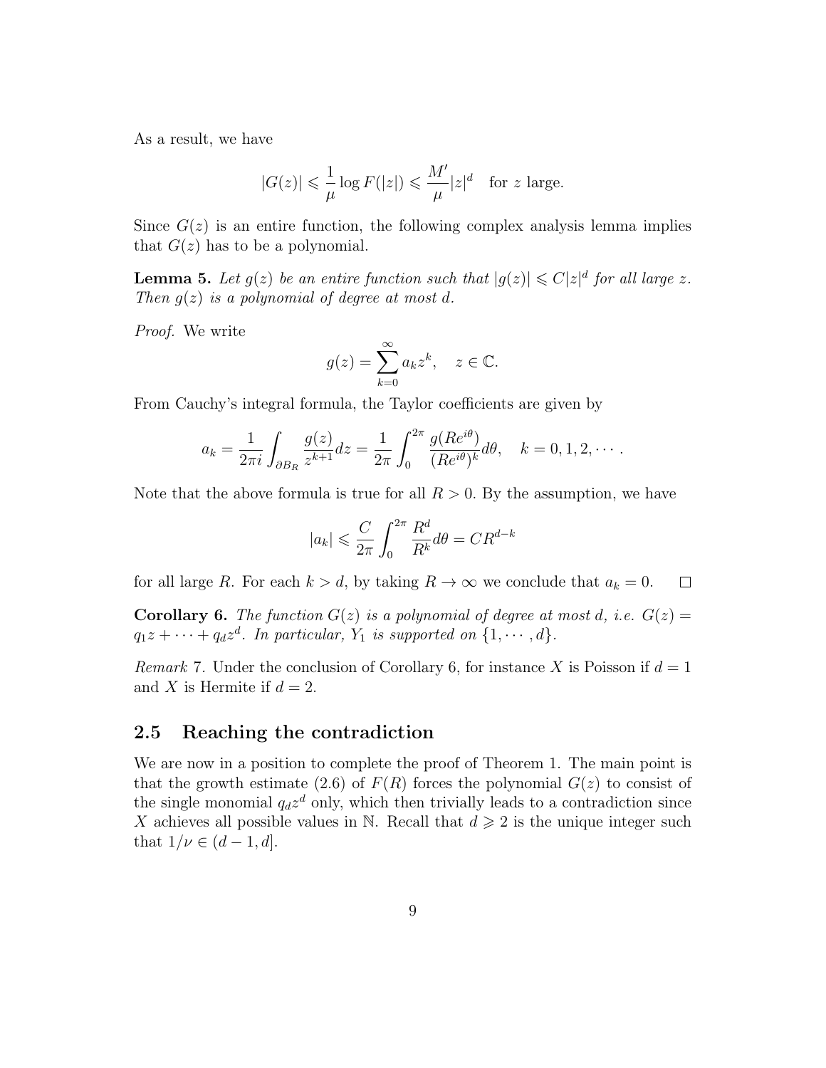As a result, we have

$$|G(z)| \leqslant \frac{1}{\mu} \log F(|z|) \leqslant \frac{M'}{\mu}|z|^d \quad \text{for } z \text{ large}.$$

Since $G(z)$ is an entire function, the following complex analysis lemma implies that $G(z)$ has to be a polynomial.

**Lemma 5.** *Let $g(z)$ be an entire function such that $|g(z)| \leqslant C|z|^d$ for all large $z$. Then $g(z)$ is a polynomial of degree at most $d$.*

*Proof.* We write

$$g(z) = \sum_{k=0}^{\infty} a_k z^k, \quad z \in \mathbb{C}.$$

From Cauchy's integral formula, the Taylor coefficients are given by

$$a_k = \frac{1}{2\pi i} \int_{\partial B_R} \frac{g(z)}{z^{k+1}} dz = \frac{1}{2\pi} \int_0^{2\pi} \frac{g(Re^{i\theta})}{(Re^{i\theta})^k} d\theta, \quad k = 0, 1, 2, \cdots.$$

Note that the above formula is true for all $R > 0$. By the assumption, we have

$$|a_k| \leqslant \frac{C}{2\pi} \int_0^{2\pi} \frac{R^d}{R^k} d\theta = CR^{d-k}$$

for all large $R$. For each $k > d$, by taking $R \to \infty$ we conclude that $a_k = 0$. □

**Corollary 6.** *The function $G(z)$ is a polynomial of degree at most $d$, i.e. $G(z) = q_1 z + \cdots + q_d z^d$. In particular, $Y_1$ is supported on $\{1, \cdots, d\}$.*

*Remark* 7. Under the conclusion of Corollary 6, for instance $X$ is Poisson if $d = 1$ and $X$ is Hermite if $d = 2$.

## 2.5 Reaching the contradiction

We are now in a position to complete the proof of Theorem 1. The main point is that the growth estimate (2.6) of $F(R)$ forces the polynomial $G(z)$ to consist of the single monomial $q_d z^d$ only, which then trivially leads to a contradiction since $X$ achieves all possible values in $\mathbb{N}$. Recall that $d \geqslant 2$ is the unique integer such that $1/\nu \in (d-1, d]$.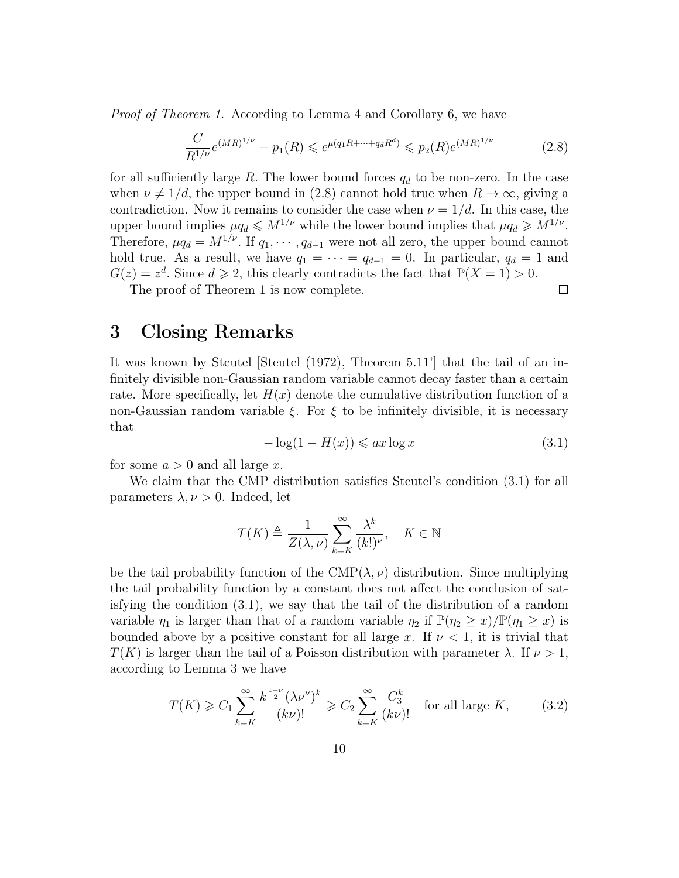*Proof of Theorem 1.* According to Lemma 4 and Corollary 6, we have

$$\frac{C}{R^{1/\nu}}e^{(MR)^{1/\nu}} - p_1(R) \leqslant e^{\mu(q_1 R + \cdots + q_d R^d)} \leqslant p_2(R)e^{(MR)^{1/\nu}} \tag{2.8}$$

for all sufficiently large $R$. The lower bound forces $q_d$ to be non-zero. In the case when $\nu \neq 1/d$, the upper bound in (2.8) cannot hold true when $R \to \infty$, giving a contradiction. Now it remains to consider the case when $\nu = 1/d$. In this case, the upper bound implies $\mu q_d \leqslant M^{1/\nu}$ while the lower bound implies that $\mu q_d \geqslant M^{1/\nu}$. Therefore, $\mu q_d = M^{1/\nu}$. If $q_1, \cdots, q_{d-1}$ were not all zero, the upper bound cannot hold true. As a result, we have $q_1 = \cdots = q_{d-1} = 0$. In particular, $q_d = 1$ and $G(z) = z^d$. Since $d \geqslant 2$, this clearly contradicts the fact that $\mathbb{P}(X = 1) > 0$.

The proof of Theorem 1 is now complete. □

# 3 Closing Remarks

It was known by Steutel [Steutel (1972), Theorem 5.11'] that the tail of an infinitely divisible non-Gaussian random variable cannot decay faster than a certain rate. More specifically, let $H(x)$ denote the cumulative distribution function of a non-Gaussian random variable $\xi$. For $\xi$ to be infinitely divisible, it is necessary that

$$-\log(1 - H(x)) \leqslant ax \log x \tag{3.1}$$

for some $a > 0$ and all large $x$.

We claim that the CMP distribution satisfies Steutel's condition (3.1) for all parameters $\lambda, \nu > 0$. Indeed, let

$$T(K) \triangleq \frac{1}{Z(\lambda,\nu)} \sum_{k=K}^{\infty} \frac{\lambda^k}{(k!)^\nu}, \quad K \in \mathbb{N}$$

be the tail probability function of the $\mathrm{CMP}(\lambda, \nu)$ distribution. Since multiplying the tail probability function by a constant does not affect the conclusion of satisfying the condition (3.1), we say that the tail of the distribution of a random variable $\eta_1$ is larger than that of a random variable $\eta_2$ if $\mathbb{P}(\eta_2 \geq x)/\mathbb{P}(\eta_1 \geq x)$ is bounded above by a positive constant for all large $x$. If $\nu < 1$, it is trivial that $T(K)$ is larger than the tail of a Poisson distribution with parameter $\lambda$. If $\nu > 1$, according to Lemma 3 we have

$$T(K) \geqslant C_1 \sum_{k=K}^{\infty} \frac{k^{\frac{1-\nu}{2}}(\lambda\nu^\nu)^k}{(k\nu)!} \geqslant C_2 \sum_{k=K}^{\infty} \frac{C_3^k}{(k\nu)!} \quad \text{for all large } K, \tag{3.2}$$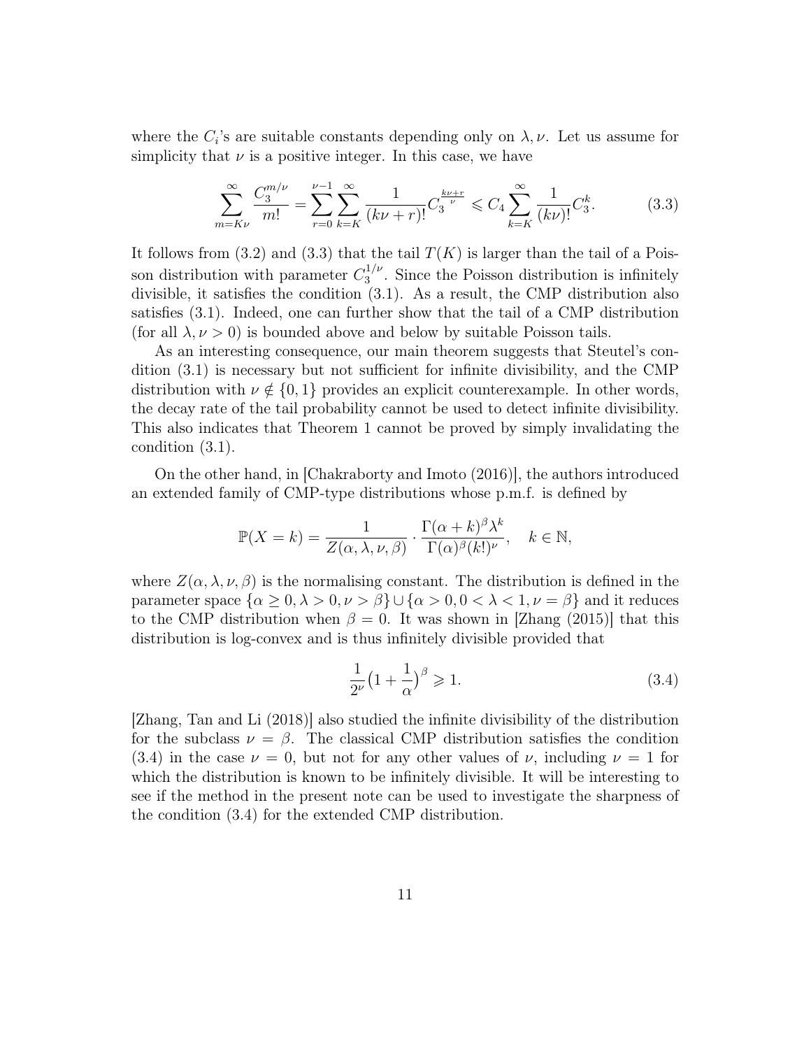where the $C_i$'s are suitable constants depending only on $\lambda, \nu$. Let us assume for simplicity that $\nu$ is a positive integer. In this case, we have

$$\sum_{m=K\nu}^{\infty} \frac{C_3^{m/\nu}}{m!} = \sum_{r=0}^{\nu-1} \sum_{k=K}^{\infty} \frac{1}{(k\nu + r)!} C_3^{\frac{k\nu+r}{\nu}} \leqslant C_4 \sum_{k=K}^{\infty} \frac{1}{(k\nu)!} C_3^k. \tag{3.3}$$

It follows from (3.2) and (3.3) that the tail $T(K)$ is larger than the tail of a Poisson distribution with parameter $C_3^{1/\nu}$. Since the Poisson distribution is infinitely divisible, it satisfies the condition (3.1). As a result, the CMP distribution also satisfies (3.1). Indeed, one can further show that the tail of a CMP distribution (for all $\lambda, \nu > 0$) is bounded above and below by suitable Poisson tails.

As an interesting consequence, our main theorem suggests that Steutel's condition (3.1) is necessary but not sufficient for infinite divisibility, and the CMP distribution with $\nu \notin \{0, 1\}$ provides an explicit counterexample. In other words, the decay rate of the tail probability cannot be used to detect infinite divisibility. This also indicates that Theorem 1 cannot be proved by simply invalidating the condition (3.1).

On the other hand, in [Chakraborty and Imoto (2016)], the authors introduced an extended family of CMP-type distributions whose p.m.f. is defined by

$$\mathbb{P}(X = k) = \frac{1}{Z(\alpha, \lambda, \nu, \beta)} \cdot \frac{\Gamma(\alpha + k)^{\beta} \lambda^k}{\Gamma(\alpha)^{\beta} (k!)^{\nu}}, \quad k \in \mathbb{N},$$

where $Z(\alpha, \lambda, \nu, \beta)$ is the normalising constant. The distribution is defined in the parameter space $\{\alpha \geq 0, \lambda > 0, \nu > \beta\} \cup \{\alpha > 0, 0 < \lambda < 1, \nu = \beta\}$ and it reduces to the CMP distribution when $\beta = 0$. It was shown in [Zhang (2015)] that this distribution is log-convex and is thus infinitely divisible provided that

$$\frac{1}{2^{\nu}} \big(1 + \frac{1}{\alpha}\big)^{\beta} \geqslant 1. \tag{3.4}$$

[Zhang, Tan and Li (2018)] also studied the infinite divisibility of the distribution for the subclass $\nu = \beta$. The classical CMP distribution satisfies the condition (3.4) in the case $\nu = 0$, but not for any other values of $\nu$, including $\nu = 1$ for which the distribution is known to be infinitely divisible. It will be interesting to see if the method in the present note can be used to investigate the sharpness of the condition (3.4) for the extended CMP distribution.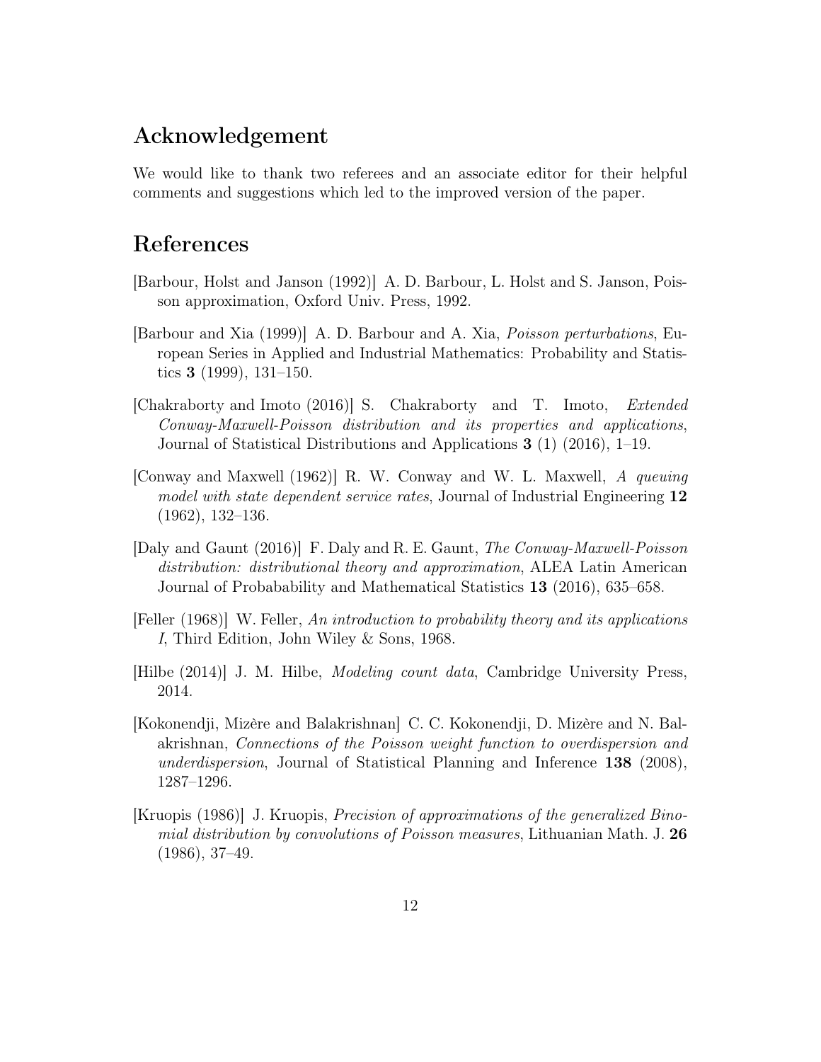## Acknowledgement

We would like to thank two referees and an associate editor for their helpful comments and suggestions which led to the improved version of the paper.

## References

[Barbour, Holst and Janson (1992)] A. D. Barbour, L. Holst and S. Janson, Poisson approximation, Oxford Univ. Press, 1992.

[Barbour and Xia (1999)] A. D. Barbour and A. Xia, *Poisson perturbations*, European Series in Applied and Industrial Mathematics: Probability and Statistics **3** (1999), 131–150.

[Chakraborty and Imoto (2016)] S. Chakraborty and T. Imoto, *Extended Conway-Maxwell-Poisson distribution and its properties and applications*, Journal of Statistical Distributions and Applications **3** (1) (2016), 1–19.

[Conway and Maxwell (1962)] R. W. Conway and W. L. Maxwell, *A queuing model with state dependent service rates*, Journal of Industrial Engineering **12** (1962), 132–136.

[Daly and Gaunt (2016)] F. Daly and R. E. Gaunt, *The Conway-Maxwell-Poisson distribution: distributional theory and approximation*, ALEA Latin American Journal of Probabability and Mathematical Statistics **13** (2016), 635–658.

[Feller (1968)] W. Feller, *An introduction to probability theory and its applications I*, Third Edition, John Wiley & Sons, 1968.

[Hilbe (2014)] J. M. Hilbe, *Modeling count data*, Cambridge University Press, 2014.

[Kokonendji, Mizère and Balakrishnan] C. C. Kokonendji, D. Mizère and N. Balakrishnan, *Connections of the Poisson weight function to overdispersion and underdispersion*, Journal of Statistical Planning and Inference **138** (2008), 1287–1296.

[Kruopis (1986)] J. Kruopis, *Precision of approximations of the generalized Binomial distribution by convolutions of Poisson measures*, Lithuanian Math. J. **26** (1986), 37–49.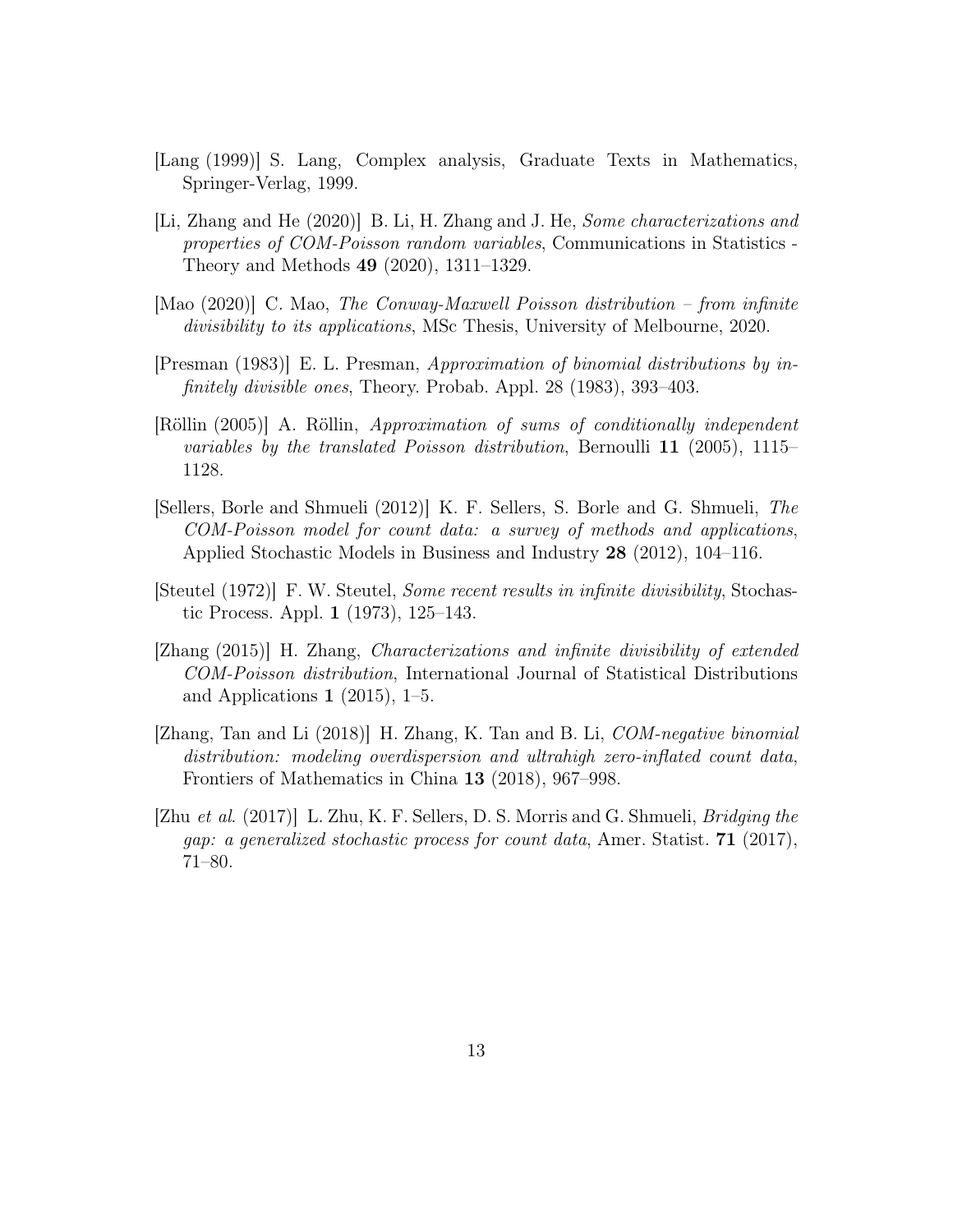[Lang (1999)] S. Lang, Complex analysis, Graduate Texts in Mathematics, Springer-Verlag, 1999.

[Li, Zhang and He (2020)] B. Li, H. Zhang and J. He, *Some characterizations and properties of COM-Poisson random variables*, Communications in Statistics - Theory and Methods **49** (2020), 1311–1329.

[Mao (2020)] C. Mao, *The Conway-Maxwell Poisson distribution – from infinite divisibility to its applications*, MSc Thesis, University of Melbourne, 2020.

[Presman (1983)] E. L. Presman, *Approximation of binomial distributions by infinitely divisible ones*, Theory. Probab. Appl. 28 (1983), 393–403.

[Röllin (2005)] A. Röllin, *Approximation of sums of conditionally independent variables by the translated Poisson distribution*, Bernoulli **11** (2005), 1115–1128.

[Sellers, Borle and Shmueli (2012)] K. F. Sellers, S. Borle and G. Shmueli, *The COM-Poisson model for count data: a survey of methods and applications*, Applied Stochastic Models in Business and Industry **28** (2012), 104–116.

[Steutel (1972)] F. W. Steutel, *Some recent results in infinite divisibility*, Stochastic Process. Appl. **1** (1973), 125–143.

[Zhang (2015)] H. Zhang, *Characterizations and infinite divisibility of extended COM-Poisson distribution*, International Journal of Statistical Distributions and Applications **1** (2015), 1–5.

[Zhang, Tan and Li (2018)] H. Zhang, K. Tan and B. Li, *COM-negative binomial distribution: modeling overdispersion and ultrahigh zero-inflated count data*, Frontiers of Mathematics in China **13** (2018), 967–998.

[Zhu *et al*. (2017)] L. Zhu, K. F. Sellers, D. S. Morris and G. Shmueli, *Bridging the gap: a generalized stochastic process for count data*, Amer. Statist. **71** (2017), 71–80.